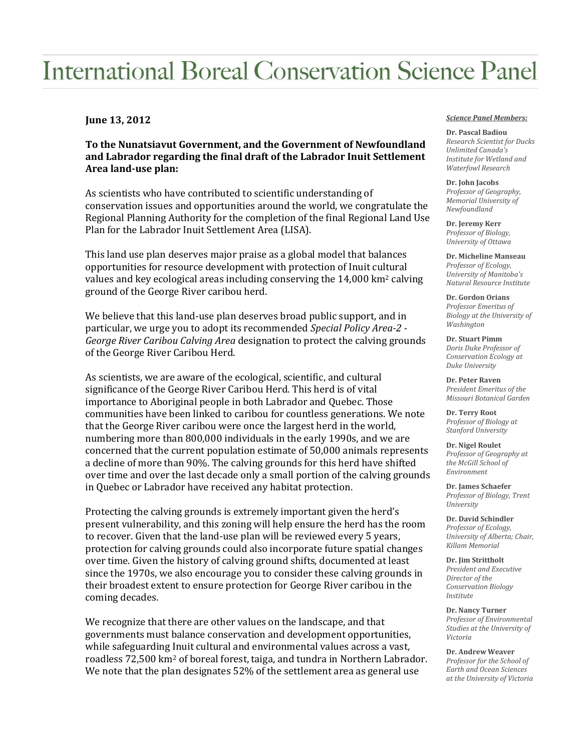# International Boreal Conservation Science Panel

**June 13, 2012**

**To the Nunatsiavut Government, and the Government of Newfoundland and Labrador regarding the final draft of the Labrador Inuit Settlement Area land-use plan:**

As scientists who have contributed to scientific understanding of conservation issues and opportunities around the world, we congratulate the Regional Planning Authority for the completion of the final Regional Land Use Plan for the Labrador Inuit Settlement Area (LISA).

This land use plan deserves major praise as a global model that balances opportunities for resource development with protection of Inuit cultural values and key ecological areas including conserving the 14,000 km$^2$ calving ground of the George River caribou herd.

We believe that this land-use plan deserves broad public support, and in particular, we urge you to adopt its recommended *Special Policy Area-2 - George River Caribou Calving Area* designation to protect the calving grounds of the George River Caribou Herd.

As scientists, we are aware of the ecological, scientific, and cultural significance of the George River Caribou Herd. This herd is of vital importance to Aboriginal people in both Labrador and Quebec. Those communities have been linked to caribou for countless generations. We note that the George River caribou were once the largest herd in the world, numbering more than 800,000 individuals in the early 1990s, and we are concerned that the current population estimate of 50,000 animals represents a decline of more than 90%. The calving grounds for this herd have shifted over time and over the last decade only a small portion of the calving grounds in Quebec or Labrador have received any habitat protection.

Protecting the calving grounds is extremely important given the herd's present vulnerability, and this zoning will help ensure the herd has the room to recover. Given that the land-use plan will be reviewed every 5 years, protection for calving grounds could also incorporate future spatial changes over time. Given the history of calving ground shifts, documented at least since the 1970s, we also encourage you to consider these calving grounds in their broadest extent to ensure protection for George River caribou in the coming decades.

We recognize that there are other values on the landscape, and that governments must balance conservation and development opportunities, while safeguarding Inuit cultural and environmental values across a vast, roadless 72,500 km$^2$ of boreal forest, taiga, and tundra in Northern Labrador. We note that the plan designates 52% of the settlement area as general use

***Science Panel Members:***

**Dr. Pascal Badiou**
*Research Scientist for Ducks Unlimited Canada's Institute for Wetland and Waterfowl Research*

**Dr. John Jacobs**
*Professor of Geography, Memorial University of Newfoundland*

**Dr. Jeremy Kerr**
*Professor of Biology, University of Ottawa*

**Dr. Micheline Manseau**
*Professor of Ecology, University of Manitoba's Natural Resource Institute*

**Dr. Gordon Orians**
*Professor Emeritus of Biology at the University of Washington*

**Dr. Stuart Pimm**
*Doris Duke Professor of Conservation Ecology at Duke University*

**Dr. Peter Raven**
*President Emeritus of the Missouri Botanical Garden*

**Dr. Terry Root**
*Professor of Biology at Stanford University*

**Dr. Nigel Roulet**
*Professor of Geography at the McGill School of Environment*

**Dr. James Schaefer**
*Professor of Biology, Trent University*

**Dr. David Schindler**
*Professor of Ecology, University of Alberta; Chair, Killam Memorial*

**Dr. Jim Strittholt**
*President and Executive Director of the Conservation Biology Institute*

**Dr. Nancy Turner**
*Professor of Environmental Studies at the University of Victoria*

**Dr. Andrew Weaver**
*Professor for the School of Earth and Ocean Sciences at the University of Victoria*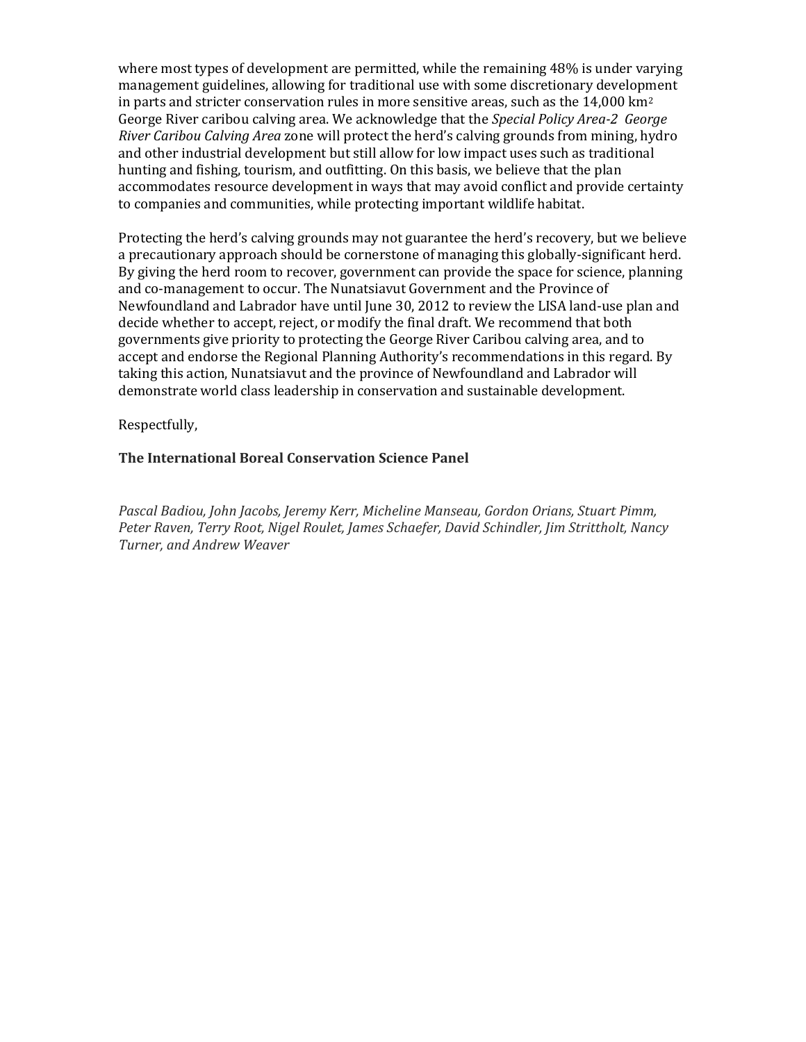where most types of development are permitted, while the remaining 48% is under varying management guidelines, allowing for traditional use with some discretionary development in parts and stricter conservation rules in more sensitive areas, such as the 14,000 $km^2$ George River caribou calving area. We acknowledge that the *Special Policy Area-2 George River Caribou Calving Area* zone will protect the herd's calving grounds from mining, hydro and other industrial development but still allow for low impact uses such as traditional hunting and fishing, tourism, and outfitting. On this basis, we believe that the plan accommodates resource development in ways that may avoid conflict and provide certainty to companies and communities, while protecting important wildlife habitat.

Protecting the herd's calving grounds may not guarantee the herd's recovery, but we believe a precautionary approach should be cornerstone of managing this globally-significant herd. By giving the herd room to recover, government can provide the space for science, planning and co-management to occur. The Nunatsiavut Government and the Province of Newfoundland and Labrador have until June 30, 2012 to review the LISA land-use plan and decide whether to accept, reject, or modify the final draft. We recommend that both governments give priority to protecting the George River Caribou calving area, and to accept and endorse the Regional Planning Authority's recommendations in this regard. By taking this action, Nunatsiavut and the province of Newfoundland and Labrador will demonstrate world class leadership in conservation and sustainable development.

Respectfully,

**The International Boreal Conservation Science Panel**

*Pascal Badiou, John Jacobs, Jeremy Kerr, Micheline Manseau, Gordon Orians, Stuart Pimm, Peter Raven, Terry Root, Nigel Roulet, James Schaefer, David Schindler, Jim Strittholt, Nancy Turner, and Andrew Weaver*